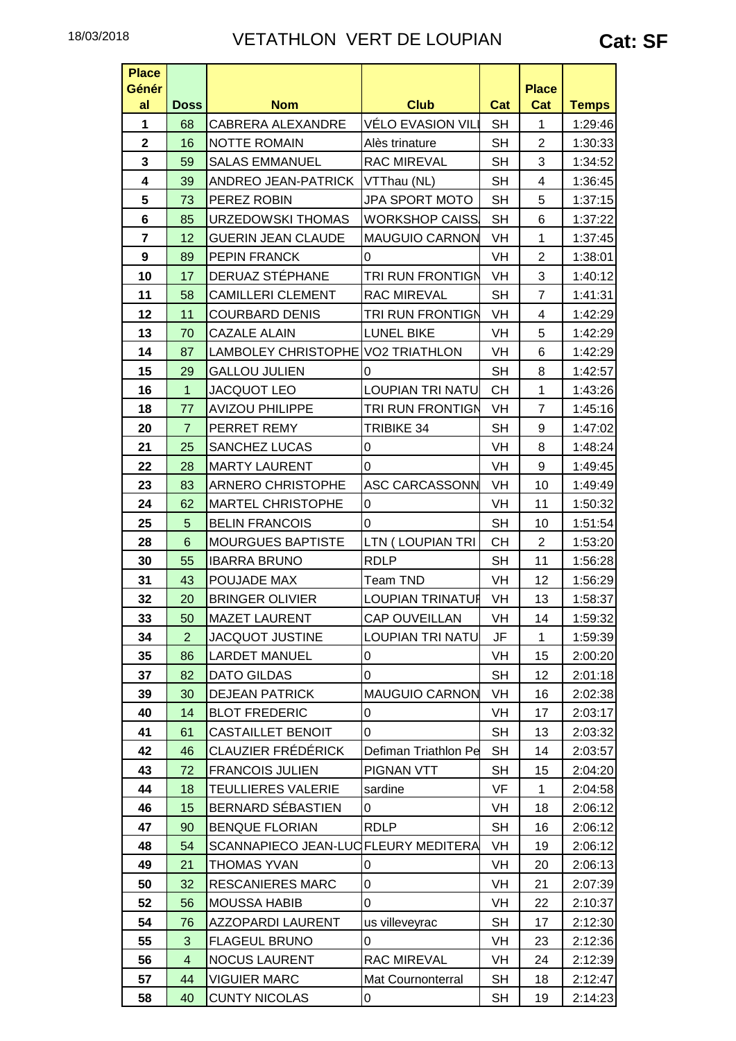18/03/2018

# VETATHLON VERT DE LOUPIAN

**Cat: SF**

| Place Général | Doss | Nom | Club | Cat | Place Cat | Temps |
|---|---|---|---|---|---|---|
| 1 | 68 | CABRERA ALEXANDRE | VÉLO EVASION VILI | SH | 1 | 1:29:46 |
| 2 | 16 | NOTTE ROMAIN | Alès trinature | SH | 2 | 1:30:33 |
| 3 | 59 | SALAS EMMANUEL | RAC MIREVAL | SH | 3 | 1:34:52 |
| 4 | 39 | ANDREO JEAN-PATRICK | VTThau (NL) | SH | 4 | 1:36:45 |
| 5 | 73 | PEREZ ROBIN | JPA SPORT MOTO | SH | 5 | 1:37:15 |
| 6 | 85 | URZEDOWSKI THOMAS | WORKSHOP CAISS. | SH | 6 | 1:37:22 |
| 7 | 12 | GUERIN JEAN CLAUDE | MAUGUIO CARNON | VH | 1 | 1:37:45 |
| 9 | 89 | PEPIN FRANCK | 0 | VH | 2 | 1:38:01 |
| 10 | 17 | DERUAZ STÉPHANE | TRI RUN FRONTIGN | VH | 3 | 1:40:12 |
| 11 | 58 | CAMILLERI CLEMENT | RAC MIREVAL | SH | 7 | 1:41:31 |
| 12 | 11 | COURBARD DENIS | TRI RUN FRONTIGN | VH | 4 | 1:42:29 |
| 13 | 70 | CAZALE ALAIN | LUNEL BIKE | VH | 5 | 1:42:29 |
| 14 | 87 | LAMBOLEY CHRISTOPHE | VO2 TRIATHLON | VH | 6 | 1:42:29 |
| 15 | 29 | GALLOU JULIEN | 0 | SH | 8 | 1:42:57 |
| 16 | 1 | JACQUOT LEO | LOUPIAN TRI NATU | CH | 1 | 1:43:26 |
| 18 | 77 | AVIZOU PHILIPPE | TRI RUN FRONTIGN | VH | 7 | 1:45:16 |
| 20 | 7 | PERRET REMY | TRIBIKE 34 | SH | 9 | 1:47:02 |
| 21 | 25 | SANCHEZ LUCAS | 0 | VH | 8 | 1:48:24 |
| 22 | 28 | MARTY LAURENT | 0 | VH | 9 | 1:49:45 |
| 23 | 83 | ARNERO CHRISTOPHE | ASC CARCASSONN | VH | 10 | 1:49:49 |
| 24 | 62 | MARTEL CHRISTOPHE | 0 | VH | 11 | 1:50:32 |
| 25 | 5 | BELIN FRANCOIS | 0 | SH | 10 | 1:51:54 |
| 28 | 6 | MOURGUES BAPTISTE | LTN ( LOUPIAN TRI | CH | 2 | 1:53:20 |
| 30 | 55 | IBARRA BRUNO | RDLP | SH | 11 | 1:56:28 |
| 31 | 43 | POUJADE MAX | Team TND | VH | 12 | 1:56:29 |
| 32 | 20 | BRINGER OLIVIER | LOUPIAN TRINATUF | VH | 13 | 1:58:37 |
| 33 | 50 | MAZET LAURENT | CAP OUVEILLAN | VH | 14 | 1:59:32 |
| 34 | 2 | JACQUOT JUSTINE | LOUPIAN TRI NATU | JF | 1 | 1:59:39 |
| 35 | 86 | LARDET MANUEL | 0 | VH | 15 | 2:00:20 |
| 37 | 82 | DATO GILDAS | 0 | SH | 12 | 2:01:18 |
| 39 | 30 | DEJEAN PATRICK | MAUGUIO CARNON | VH | 16 | 2:02:38 |
| 40 | 14 | BLOT FREDERIC | 0 | VH | 17 | 2:03:17 |
| 41 | 61 | CASTAILLET BENOIT | 0 | SH | 13 | 2:03:32 |
| 42 | 46 | CLAUZIER FRÉDÉRICK | Defiman Triathlon Pe | SH | 14 | 2:03:57 |
| 43 | 72 | FRANCOIS JULIEN | PIGNAN VTT | SH | 15 | 2:04:20 |
| 44 | 18 | TEULLIERES VALERIE | sardine | VF | 1 | 2:04:58 |
| 46 | 15 | BERNARD SÉBASTIEN | 0 | VH | 18 | 2:06:12 |
| 47 | 90 | BENQUE FLORIAN | RDLP | SH | 16 | 2:06:12 |
| 48 | 54 | SCANNAPIECO JEAN-LUC | FLEURY MEDITERA | VH | 19 | 2:06:12 |
| 49 | 21 | THOMAS YVAN | 0 | VH | 20 | 2:06:13 |
| 50 | 32 | RESCANIERES MARC | 0 | VH | 21 | 2:07:39 |
| 52 | 56 | MOUSSA HABIB | 0 | VH | 22 | 2:10:37 |
| 54 | 76 | AZZOPARDI LAURENT | us villeveyrac | SH | 17 | 2:12:30 |
| 55 | 3 | FLAGEUL BRUNO | 0 | VH | 23 | 2:12:36 |
| 56 | 4 | NOCUS LAURENT | RAC MIREVAL | VH | 24 | 2:12:39 |
| 57 | 44 | VIGUIER MARC | Mat Cournonterral | SH | 18 | 2:12:47 |
| 58 | 40 | CUNTY NICOLAS | 0 | SH | 19 | 2:14:23 |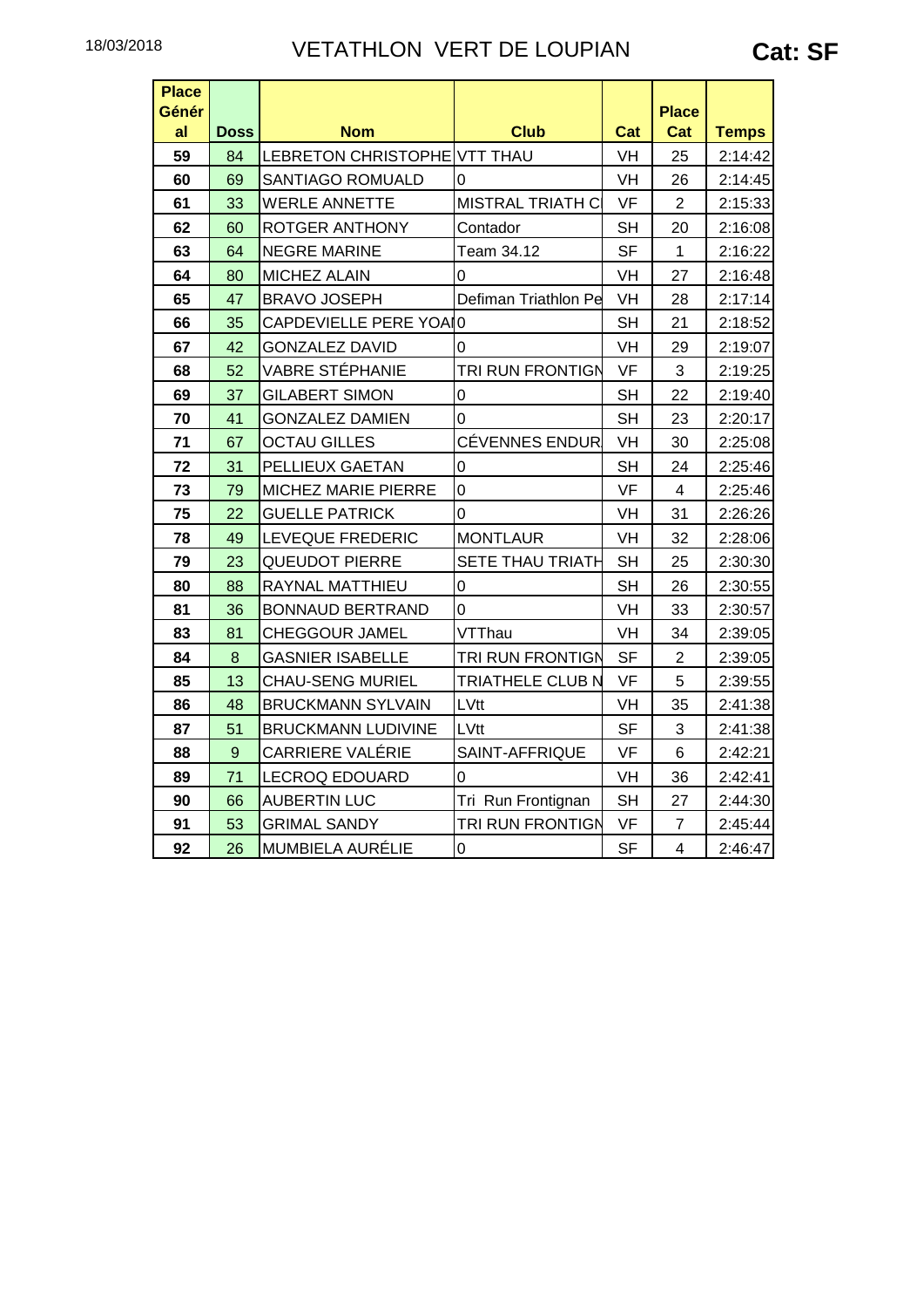18/03/2018

# VETATHLON VERT DE LOUPIAN

**Cat: SF**

| Place Général | Doss | Nom | Club | Cat | Place Cat | Temps |
|---|---|---|---|---|---|---|
| 59 | 84 | LEBRETON CHRISTOPHE | VTT THAU | VH | 25 | 2:14:42 |
| 60 | 69 | SANTIAGO ROMUALD | 0 | VH | 26 | 2:14:45 |
| 61 | 33 | WERLE ANNETTE | MISTRAL TRIATH C | VF | 2 | 2:15:33 |
| 62 | 60 | ROTGER ANTHONY | Contador | SH | 20 | 2:16:08 |
| 63 | 64 | NEGRE MARINE | Team 34.12 | SF | 1 | 2:16:22 |
| 64 | 80 | MICHEZ ALAIN | 0 | VH | 27 | 2:16:48 |
| 65 | 47 | BRAVO JOSEPH | Defiman Triathlon Pe | VH | 28 | 2:17:14 |
| 66 | 35 | CAPDEVIELLE PERE YOAI | 0 | SH | 21 | 2:18:52 |
| 67 | 42 | GONZALEZ DAVID | 0 | VH | 29 | 2:19:07 |
| 68 | 52 | VABRE STÉPHANIE | TRI RUN FRONTIGN | VF | 3 | 2:19:25 |
| 69 | 37 | GILABERT SIMON | 0 | SH | 22 | 2:19:40 |
| 70 | 41 | GONZALEZ DAMIEN | 0 | SH | 23 | 2:20:17 |
| 71 | 67 | OCTAU GILLES | CÉVENNES ENDUR | VH | 30 | 2:25:08 |
| 72 | 31 | PELLIEUX GAETAN | 0 | SH | 24 | 2:25:46 |
| 73 | 79 | MICHEZ MARIE PIERRE | 0 | VF | 4 | 2:25:46 |
| 75 | 22 | GUELLE PATRICK | 0 | VH | 31 | 2:26:26 |
| 78 | 49 | LEVEQUE FREDERIC | MONTLAUR | VH | 32 | 2:28:06 |
| 79 | 23 | QUEUDOT PIERRE | SETE THAU TRIATH | SH | 25 | 2:30:30 |
| 80 | 88 | RAYNAL MATTHIEU | 0 | SH | 26 | 2:30:55 |
| 81 | 36 | BONNAUD BERTRAND | 0 | VH | 33 | 2:30:57 |
| 83 | 81 | CHEGGOUR JAMEL | VTThau | VH | 34 | 2:39:05 |
| 84 | 8 | GASNIER ISABELLE | TRI RUN FRONTIGN | SF | 2 | 2:39:05 |
| 85 | 13 | CHAU-SENG MURIEL | TRIATHELE CLUB N | VF | 5 | 2:39:55 |
| 86 | 48 | BRUCKMANN SYLVAIN | LVtt | VH | 35 | 2:41:38 |
| 87 | 51 | BRUCKMANN LUDIVINE | LVtt | SF | 3 | 2:41:38 |
| 88 | 9 | CARRIERE VALÉRIE | SAINT-AFFRIQUE | VF | 6 | 2:42:21 |
| 89 | 71 | LECROQ EDOUARD | 0 | VH | 36 | 2:42:41 |
| 90 | 66 | AUBERTIN LUC | Tri Run Frontignan | SH | 27 | 2:44:30 |
| 91 | 53 | GRIMAL SANDY | TRI RUN FRONTIGN | VF | 7 | 2:45:44 |
| 92 | 26 | MUMBIELA AURÉLIE | 0 | SF | 4 | 2:46:47 |